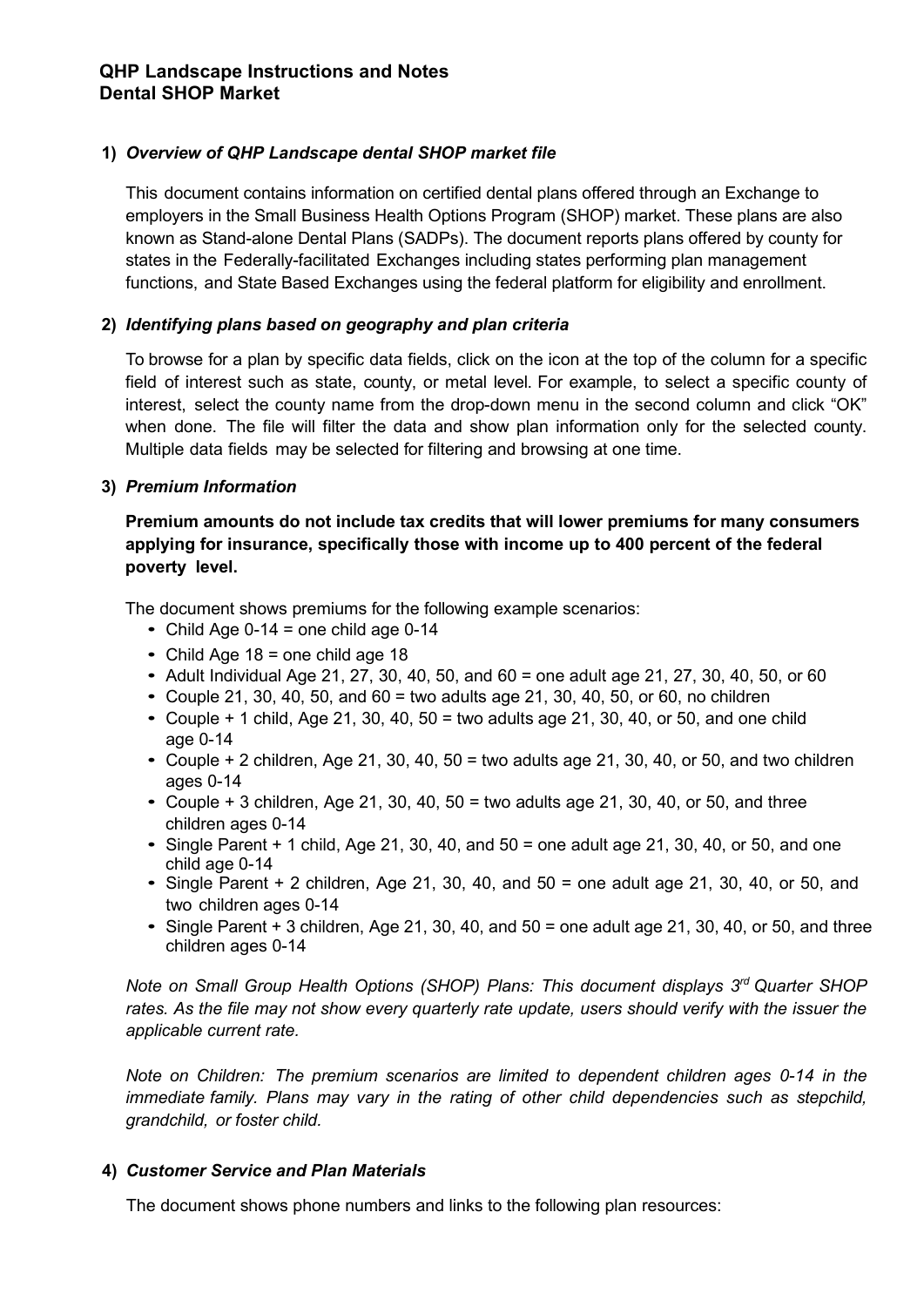## QHP Landscape Instructions and Notes
## Dental SHOP Market

### 1) *Overview of QHP Landscape dental SHOP market file*

This document contains information on certified dental plans offered through an Exchange to employers in the Small Business Health Options Program (SHOP) market. These plans are also known as Stand-alone Dental Plans (SADPs). The document reports plans offered by county for states in the Federally-facilitated Exchanges including states performing plan management functions, and State Based Exchanges using the federal platform for eligibility and enrollment.

### 2) *Identifying plans based on geography and plan criteria*

To browse for a plan by specific data fields, click on the icon at the top of the column for a specific field of interest such as state, county, or metal level. For example, to select a specific county of interest, select the county name from the drop-down menu in the second column and click "OK" when done. The file will filter the data and show plan information only for the selected county. Multiple data fields may be selected for filtering and browsing at one time.

### 3) *Premium Information*

**Premium amounts do not include tax credits that will lower premiums for many consumers applying for insurance, specifically those with income up to 400 percent of the federal poverty level.**

The document shows premiums for the following example scenarios:

- Child Age 0-14 = one child age 0-14
- Child Age 18 = one child age 18
- Adult Individual Age 21, 27, 30, 40, 50, and 60 = one adult age 21, 27, 30, 40, 50, or 60
- Couple 21, 30, 40, 50, and 60 = two adults age 21, 30, 40, 50, or 60, no children
- Couple + 1 child, Age 21, 30, 40, 50 = two adults age 21, 30, 40, or 50, and one child age 0-14
- Couple + 2 children, Age 21, 30, 40, 50 = two adults age 21, 30, 40, or 50, and two children ages 0-14
- Couple + 3 children, Age 21, 30, 40, 50 = two adults age 21, 30, 40, or 50, and three children ages 0-14
- Single Parent + 1 child, Age 21, 30, 40, and 50 = one adult age 21, 30, 40, or 50, and one child age 0-14
- Single Parent + 2 children, Age 21, 30, 40, and 50 = one adult age 21, 30, 40, or 50, and two children ages 0-14
- Single Parent + 3 children, Age 21, 30, 40, and 50 = one adult age 21, 30, 40, or 50, and three children ages 0-14

*Note on Small Group Health Options (SHOP) Plans: This document displays 3rd Quarter SHOP rates. As the file may not show every quarterly rate update, users should verify with the issuer the applicable current rate.*

*Note on Children: The premium scenarios are limited to dependent children ages 0-14 in the immediate family. Plans may vary in the rating of other child dependencies such as stepchild, grandchild, or foster child.*

### 4) *Customer Service and Plan Materials*

The document shows phone numbers and links to the following plan resources: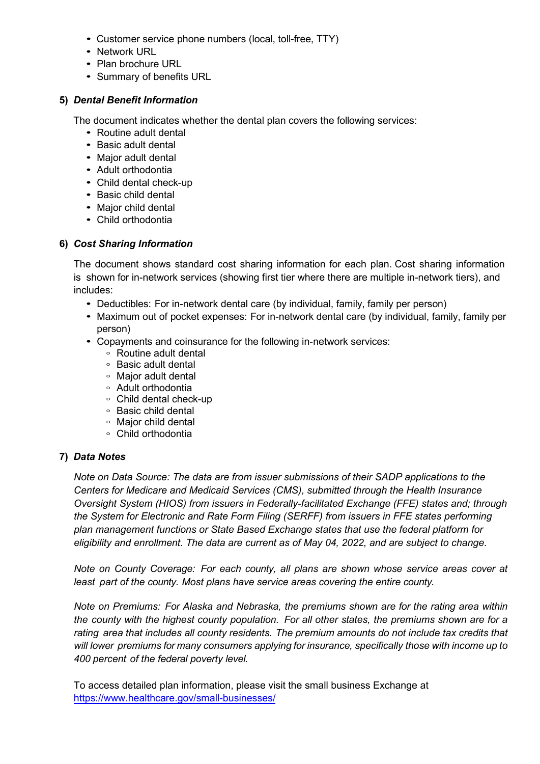- Customer service phone numbers (local, toll-free, TTY)
- Network URL
- Plan brochure URL
- Summary of benefits URL

## 5) *Dental Benefit Information*

The document indicates whether the dental plan covers the following services:

- Routine adult dental
- Basic adult dental
- Major adult dental
- Adult orthodontia
- Child dental check-up
- Basic child dental
- Major child dental
- Child orthodontia

## 6) *Cost Sharing Information*

The document shows standard cost sharing information for each plan. Cost sharing information is shown for in-network services (showing first tier where there are multiple in-network tiers), and includes:

- Deductibles: For in-network dental care (by individual, family, family per person)
- Maximum out of pocket expenses: For in-network dental care (by individual, family, family per person)
- Copayments and coinsurance for the following in-network services:
  - Routine adult dental
  - Basic adult dental
  - Major adult dental
  - Adult orthodontia
  - Child dental check-up
  - Basic child dental
  - Major child dental
  - Child orthodontia

## 7) *Data Notes*

*Note on Data Source: The data are from issuer submissions of their SADP applications to the Centers for Medicare and Medicaid Services (CMS), submitted through the Health Insurance Oversight System (HIOS) from issuers in Federally-facilitated Exchange (FFE) states and; through the System for Electronic and Rate Form Filing (SERFF) from issuers in FFE states performing plan management functions or State Based Exchange states that use the federal platform for eligibility and enrollment. The data are current as of May 04, 2022, and are subject to change.*

*Note on County Coverage: For each county, all plans are shown whose service areas cover at least part of the county. Most plans have service areas covering the entire county.*

*Note on Premiums: For Alaska and Nebraska, the premiums shown are for the rating area within the county with the highest county population. For all other states, the premiums shown are for a rating area that includes all county residents. The premium amounts do not include tax credits that will lower premiums for many consumers applying for insurance, specifically those with income up to 400 percent of the federal poverty level.*

To access detailed plan information, please visit the small business Exchange at [https://www.healthcare.gov/small-businesses/](https://www.healthcare.gov/small-businesses/)